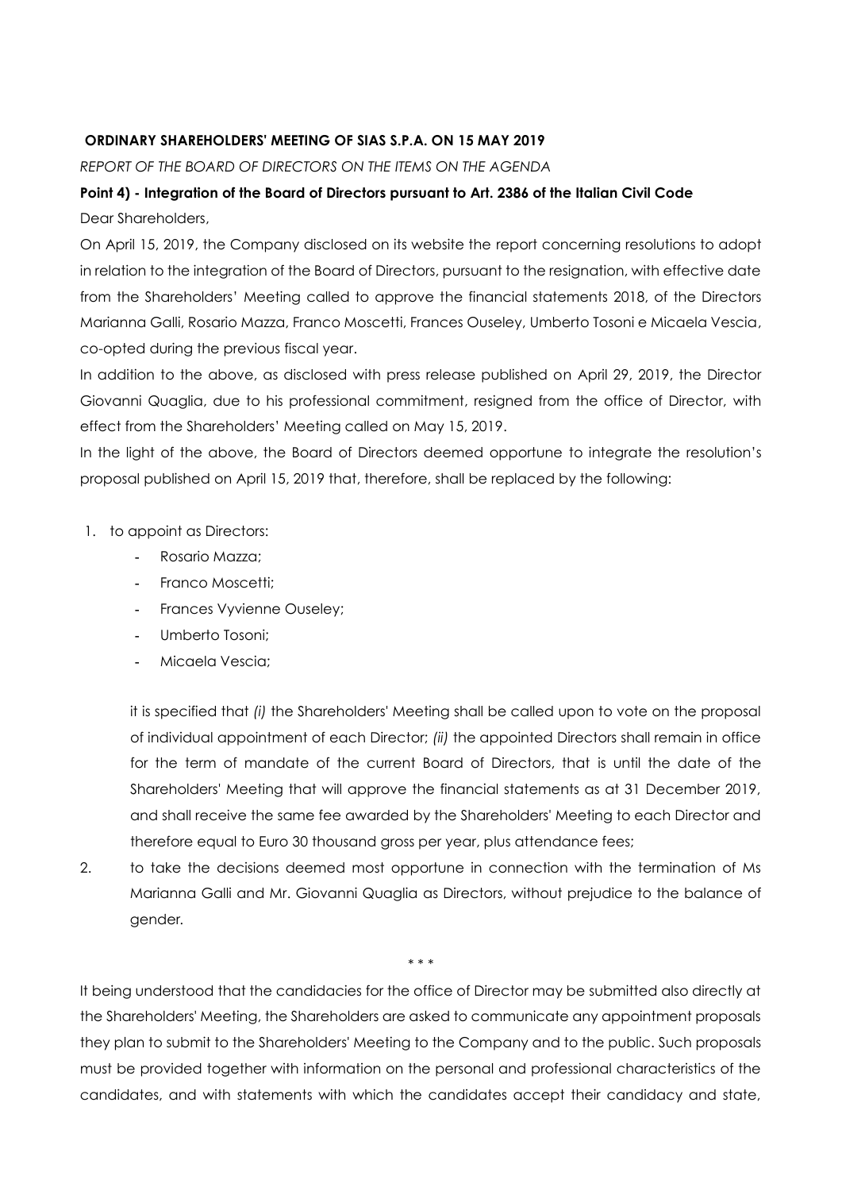**ORDINARY SHAREHOLDERS' MEETING OF SIAS S.P.A. ON 15 MAY 2019**

*REPORT OF THE BOARD OF DIRECTORS ON THE ITEMS ON THE AGENDA*

**Point 4) - Integration of the Board of Directors pursuant to Art. 2386 of the Italian Civil Code**

Dear Shareholders,

On April 15, 2019, the Company disclosed on its website the report concerning resolutions to adopt in relation to the integration of the Board of Directors, pursuant to the resignation, with effective date from the Shareholders' Meeting called to approve the financial statements 2018, of the Directors Marianna Galli, Rosario Mazza, Franco Moscetti, Frances Ouseley, Umberto Tosoni e Micaela Vescia, co-opted during the previous fiscal year.

In addition to the above, as disclosed with press release published on April 29, 2019, the Director Giovanni Quaglia, due to his professional commitment, resigned from the office of Director, with effect from the Shareholders' Meeting called on May 15, 2019.

In the light of the above, the Board of Directors deemed opportune to integrate the resolution's proposal published on April 15, 2019 that, therefore, shall be replaced by the following:

1. to appoint as Directors:
   - Rosario Mazza;
   - Franco Moscetti;
   - Frances Vyvienne Ouseley;
   - Umberto Tosoni;
   - Micaela Vescia;

   it is specified that *(i)* the Shareholders' Meeting shall be called upon to vote on the proposal of individual appointment of each Director; *(ii)* the appointed Directors shall remain in office for the term of mandate of the current Board of Directors, that is until the date of the Shareholders' Meeting that will approve the financial statements as at 31 December 2019, and shall receive the same fee awarded by the Shareholders' Meeting to each Director and therefore equal to Euro 30 thousand gross per year, plus attendance fees;

2. to take the decisions deemed most opportune in connection with the termination of Ms Marianna Galli and Mr. Giovanni Quaglia as Directors, without prejudice to the balance of gender.

\* \* \*

It being understood that the candidacies for the office of Director may be submitted also directly at the Shareholders' Meeting, the Shareholders are asked to communicate any appointment proposals they plan to submit to the Shareholders' Meeting to the Company and to the public. Such proposals must be provided together with information on the personal and professional characteristics of the candidates, and with statements with which the candidates accept their candidacy and state,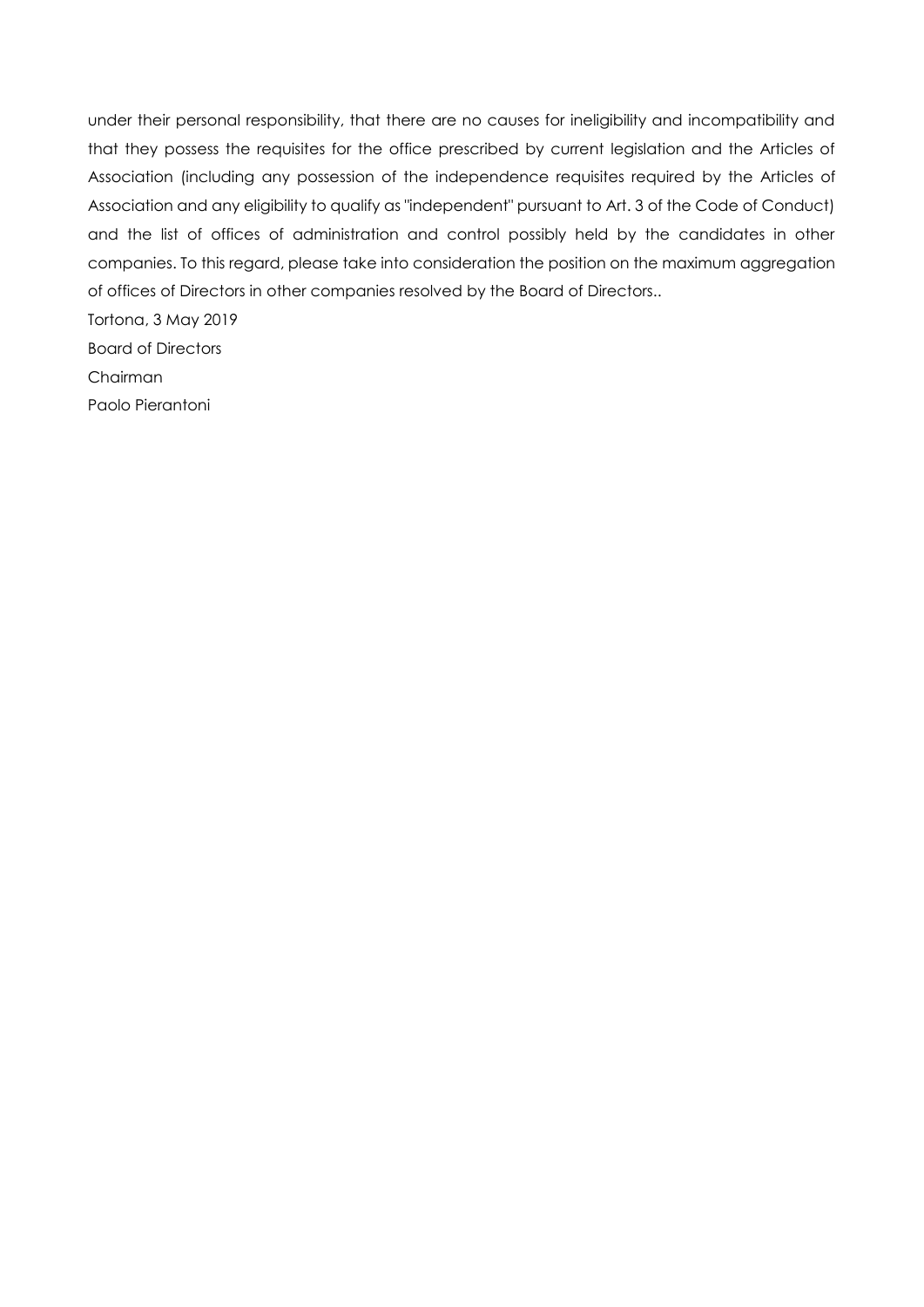under their personal responsibility, that there are no causes for ineligibility and incompatibility and that they possess the requisites for the office prescribed by current legislation and the Articles of Association (including any possession of the independence requisites required by the Articles of Association and any eligibility to qualify as "independent" pursuant to Art. 3 of the Code of Conduct) and the list of offices of administration and control possibly held by the candidates in other companies. To this regard, please take into consideration the position on the maximum aggregation of offices of Directors in other companies resolved by the Board of Directors..

Tortona, 3 May 2019

Board of Directors

Chairman

Paolo Pierantoni